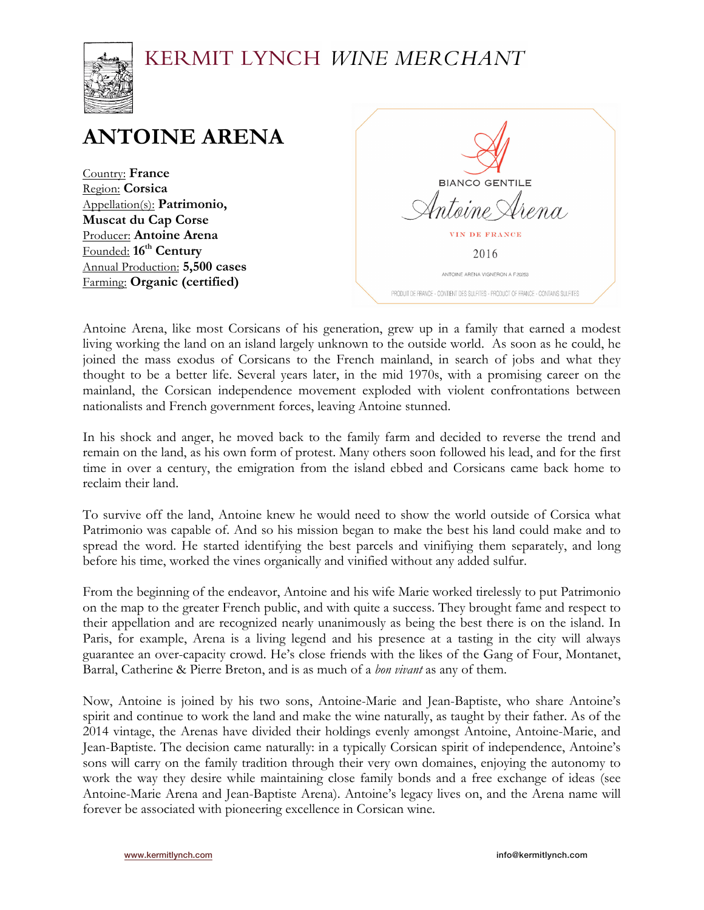KERMIT LYNCH *WINE MERCHANT*

# ANTOINE ARENA

Country: **France**
Region: **Corsica**
Appellation(s): **Patrimonio, Muscat du Cap Corse**
Producer: **Antoine Arena**
Founded: **16th Century**
Annual Production: **5,500 cases**
Farming: **Organic (certified)**

BIANCO GENTILE
Antoine Arena
VIN DE FRANCE
2016
ANTOINE ARENA VIGNERON A F20253
PRODUIT DE FRANCE - CONTIENT DES SULFITES - PRODUCT OF FRANCE - CONTAINS SULFITES

Antoine Arena, like most Corsicans of his generation, grew up in a family that earned a modest living working the land on an island largely unknown to the outside world. As soon as he could, he joined the mass exodus of Corsicans to the French mainland, in search of jobs and what they thought to be a better life. Several years later, in the mid 1970s, with a promising career on the mainland, the Corsican independence movement exploded with violent confrontations between nationalists and French government forces, leaving Antoine stunned.

In his shock and anger, he moved back to the family farm and decided to reverse the trend and remain on the land, as his own form of protest. Many others soon followed his lead, and for the first time in over a century, the emigration from the island ebbed and Corsicans came back home to reclaim their land.

To survive off the land, Antoine knew he would need to show the world outside of Corsica what Patrimonio was capable of. And so his mission began to make the best his land could make and to spread the word. He started identifying the best parcels and vinifiying them separately, and long before his time, worked the vines organically and vinified without any added sulfur.

From the beginning of the endeavor, Antoine and his wife Marie worked tirelessly to put Patrimonio on the map to the greater French public, and with quite a success. They brought fame and respect to their appellation and are recognized nearly unanimously as being the best there is on the island. In Paris, for example, Arena is a living legend and his presence at a tasting in the city will always guarantee an over-capacity crowd. He's close friends with the likes of the Gang of Four, Montanet, Barral, Catherine & Pierre Breton, and is as much of a *bon vivant* as any of them.

Now, Antoine is joined by his two sons, Antoine-Marie and Jean-Baptiste, who share Antoine's spirit and continue to work the land and make the wine naturally, as taught by their father. As of the 2014 vintage, the Arenas have divided their holdings evenly amongst Antoine, Antoine-Marie, and Jean-Baptiste. The decision came naturally: in a typically Corsican spirit of independence, Antoine's sons will carry on the family tradition through their very own domaines, enjoying the autonomy to work the way they desire while maintaining close family bonds and a free exchange of ideas (see Antoine-Marie Arena and Jean-Baptiste Arena). Antoine's legacy lives on, and the Arena name will forever be associated with pioneering excellence in Corsican wine.

www.kermitlynch.com info@kermitlynch.com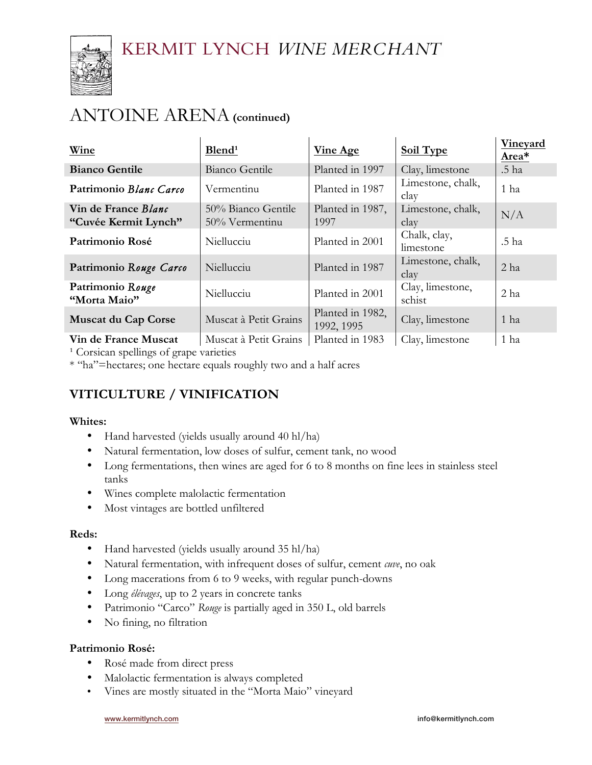# KERMIT LYNCH *WINE MERCHANT*

## ANTOINE ARENA **(continued)**

| Wine | Blend[1] | Vine Age | Soil Type | Vineyard Area* |
|---|---|---|---|---|
| **Bianco Gentile** | Bianco Gentile | Planted in 1997 | Clay, limestone | .5 ha |
| **Patrimonio *Blanc Carco*** | Vermentinu | Planted in 1987 | Limestone, chalk, clay | 1 ha |
| **Vin de France *Blanc* "Cuvée Kermit Lynch"** | 50% Bianco Gentile 50% Vermentinu | Planted in 1987, 1997 | Limestone, chalk, clay | N/A |
| **Patrimonio Rosé** | Niellucciu | Planted in 2001 | Chalk, clay, limestone | .5 ha |
| **Patrimonio *Rouge Carco*** | Niellucciu | Planted in 1987 | Limestone, chalk, clay | 2 ha |
| **Patrimonio *Rouge* "Morta Maio"** | Niellucciu | Planted in 2001 | Clay, limestone, schist | 2 ha |
| **Muscat du Cap Corse** | Muscat à Petit Grains | Planted in 1982, 1992, 1995 | Clay, limestone | 1 ha |
| **Vin de France Muscat** | Muscat à Petit Grains | Planted in 1983 | Clay, limestone | 1 ha |

[1] Corsican spellings of grape varieties

* "ha"=hectares; one hectare equals roughly two and a half acres

## VITICULTURE / VINIFICATION

**Whites:**

- Hand harvested (yields usually around 40 hl/ha)
- Natural fermentation, low doses of sulfur, cement tank, no wood
- Long fermentations, then wines are aged for 6 to 8 months on fine lees in stainless steel tanks
- Wines complete malolactic fermentation
- Most vintages are bottled unfiltered

**Reds:**

- Hand harvested (yields usually around 35 hl/ha)
- Natural fermentation, with infrequent doses of sulfur, cement *cuve*, no oak
- Long macerations from 6 to 9 weeks, with regular punch-downs
- Long *élévages*, up to 2 years in concrete tanks
- Patrimonio "Carco" *Rouge* is partially aged in 350 L, old barrels
- No fining, no filtration

**Patrimonio Rosé:**

- Rosé made from direct press
- Malolactic fermentation is always completed
- Vines are mostly situated in the "Morta Maio" vineyard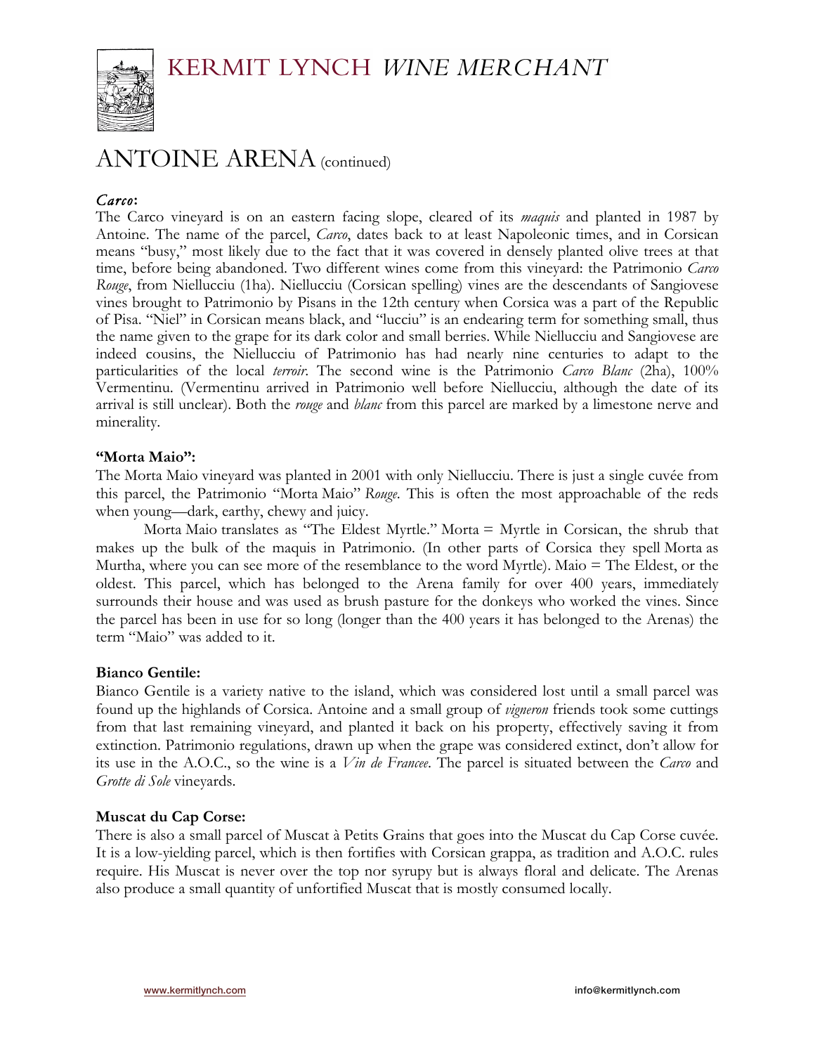# KERMIT LYNCH *WINE MERCHANT*

# ANTOINE ARENA (continued)

***Carco*:**

The Carco vineyard is on an eastern facing slope, cleared of its *maquis* and planted in 1987 by Antoine. The name of the parcel, *Carco*, dates back to at least Napoleonic times, and in Corsican means "busy," most likely due to the fact that it was covered in densely planted olive trees at that time, before being abandoned. Two different wines come from this vineyard: the Patrimonio *Carco Rouge*, from Niellucciu (1ha). Niellucciu (Corsican spelling) vines are the descendants of Sangiovese vines brought to Patrimonio by Pisans in the 12th century when Corsica was a part of the Republic of Pisa. "Niel" in Corsican means black, and "lucciu" is an endearing term for something small, thus the name given to the grape for its dark color and small berries. While Niellucciu and Sangiovese are indeed cousins, the Niellucciu of Patrimonio has had nearly nine centuries to adapt to the particularities of the local *terroir*. The second wine is the Patrimonio *Carco Blanc* (2ha), 100% Vermentinu. (Vermentinu arrived in Patrimonio well before Niellucciu, although the date of its arrival is still unclear). Both the *rouge* and *blanc* from this parcel are marked by a limestone nerve and minerality.

**"Morta Maio":**

The Morta Maio vineyard was planted in 2001 with only Niellucciu. There is just a single cuvée from this parcel, the Patrimonio "Morta Maio" *Rouge*. This is often the most approachable of the reds when young—dark, earthy, chewy and juicy.

Morta Maio translates as "The Eldest Myrtle." Morta = Myrtle in Corsican, the shrub that makes up the bulk of the maquis in Patrimonio. (In other parts of Corsica they spell Morta as Murtha, where you can see more of the resemblance to the word Myrtle). Maio = The Eldest, or the oldest. This parcel, which has belonged to the Arena family for over 400 years, immediately surrounds their house and was used as brush pasture for the donkeys who worked the vines. Since the parcel has been in use for so long (longer than the 400 years it has belonged to the Arenas) the term "Maio" was added to it.

**Bianco Gentile:**

Bianco Gentile is a variety native to the island, which was considered lost until a small parcel was found up the highlands of Corsica. Antoine and a small group of *vigneron* friends took some cuttings from that last remaining vineyard, and planted it back on his property, effectively saving it from extinction. Patrimonio regulations, drawn up when the grape was considered extinct, don't allow for its use in the A.O.C., so the wine is a *Vin de Francee*. The parcel is situated between the *Carco* and *Grotte di Sole* vineyards.

**Muscat du Cap Corse:**

There is also a small parcel of Muscat à Petits Grains that goes into the Muscat du Cap Corse cuvée. It is a low-yielding parcel, which is then fortifies with Corsican grappa, as tradition and A.O.C. rules require. His Muscat is never over the top nor syrupy but is always floral and delicate. The Arenas also produce a small quantity of unfortified Muscat that is mostly consumed locally.

www.kermitlynch.com info@kermitlynch.com